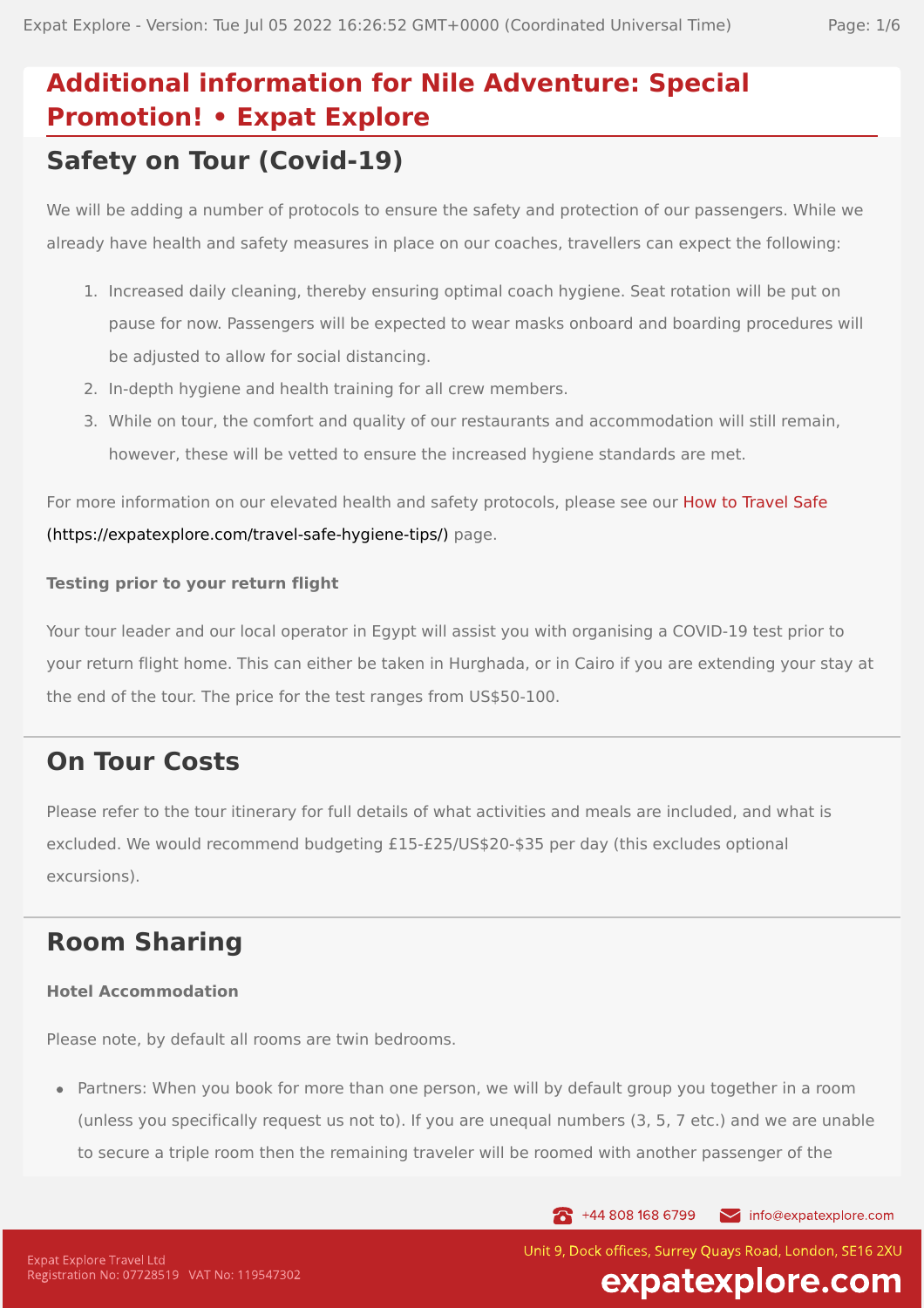# Additional information for Nile Adventure: Special Promotion! • Expat Explore

## Safety on Tour (Covid-19)

We will be adding a number of protocols to ensure the safety and protection of our passengers. While we already have health and safety measures in place on our coaches, travellers can expect the following:

1. Increased daily cleaning, thereby ensuring optimal coach hygiene. Seat rotation will be put on pause for now. Passengers will be expected to wear masks onboard and boarding procedures will be adjusted to allow for social distancing.
2. In-depth hygiene and health training for all crew members.
3. While on tour, the comfort and quality of our restaurants and accommodation will still remain, however, these will be vetted to ensure the increased hygiene standards are met.

For more information on our elevated health and safety protocols, please see our How to Travel Safe (https://expatexplore.com/travel-safe-hygiene-tips/) page.

**Testing prior to your return flight**

Your tour leader and our local operator in Egypt will assist you with organising a COVID-19 test prior to your return flight home. This can either be taken in Hurghada, or in Cairo if you are extending your stay at the end of the tour. The price for the test ranges from US$50-100.

## On Tour Costs

Please refer to the tour itinerary for full details of what activities and meals are included, and what is excluded. We would recommend budgeting £15-£25/US$20-$35 per day (this excludes optional excursions).

## Room Sharing

**Hotel Accommodation**

Please note, by default all rooms are twin bedrooms.

- Partners: When you book for more than one person, we will by default group you together in a room (unless you specifically request us not to). If you are unequal numbers (3, 5, 7 etc.) and we are unable to secure a triple room then the remaining traveler will be roomed with another passenger of the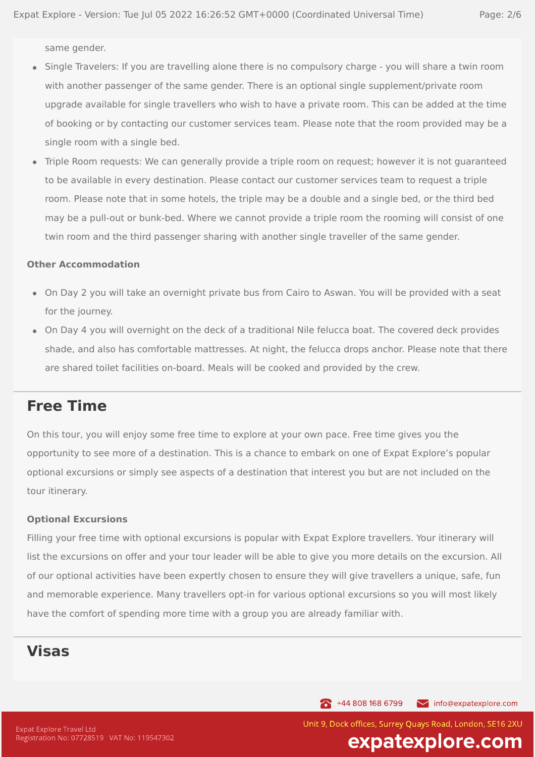same gender.

- Single Travelers: If you are travelling alone there is no compulsory charge - you will share a twin room with another passenger of the same gender. There is an optional single supplement/private room upgrade available for single travellers who wish to have a private room. This can be added at the time of booking or by contacting our customer services team. Please note that the room provided may be a single room with a single bed.
- Triple Room requests: We can generally provide a triple room on request; however it is not guaranteed to be available in every destination. Please contact our customer services team to request a triple room. Please note that in some hotels, the triple may be a double and a single bed, or the third bed may be a pull-out or bunk-bed. Where we cannot provide a triple room the rooming will consist of one twin room and the third passenger sharing with another single traveller of the same gender.

### Other Accommodation

- On Day 2 you will take an overnight private bus from Cairo to Aswan. You will be provided with a seat for the journey.
- On Day 4 you will overnight on the deck of a traditional Nile felucca boat. The covered deck provides shade, and also has comfortable mattresses. At night, the felucca drops anchor. Please note that there are shared toilet facilities on-board. Meals will be cooked and provided by the crew.

## Free Time

On this tour, you will enjoy some free time to explore at your own pace. Free time gives you the opportunity to see more of a destination. This is a chance to embark on one of Expat Explore's popular optional excursions or simply see aspects of a destination that interest you but are not included on the tour itinerary.

### Optional Excursions

Filling your free time with optional excursions is popular with Expat Explore travellers. Your itinerary will list the excursions on offer and your tour leader will be able to give you more details on the excursion. All of our optional activities have been expertly chosen to ensure they will give travellers a unique, safe, fun and memorable experience. Many travellers opt-in for various optional excursions so you will most likely have the comfort of spending more time with a group you are already familiar with.

## Visas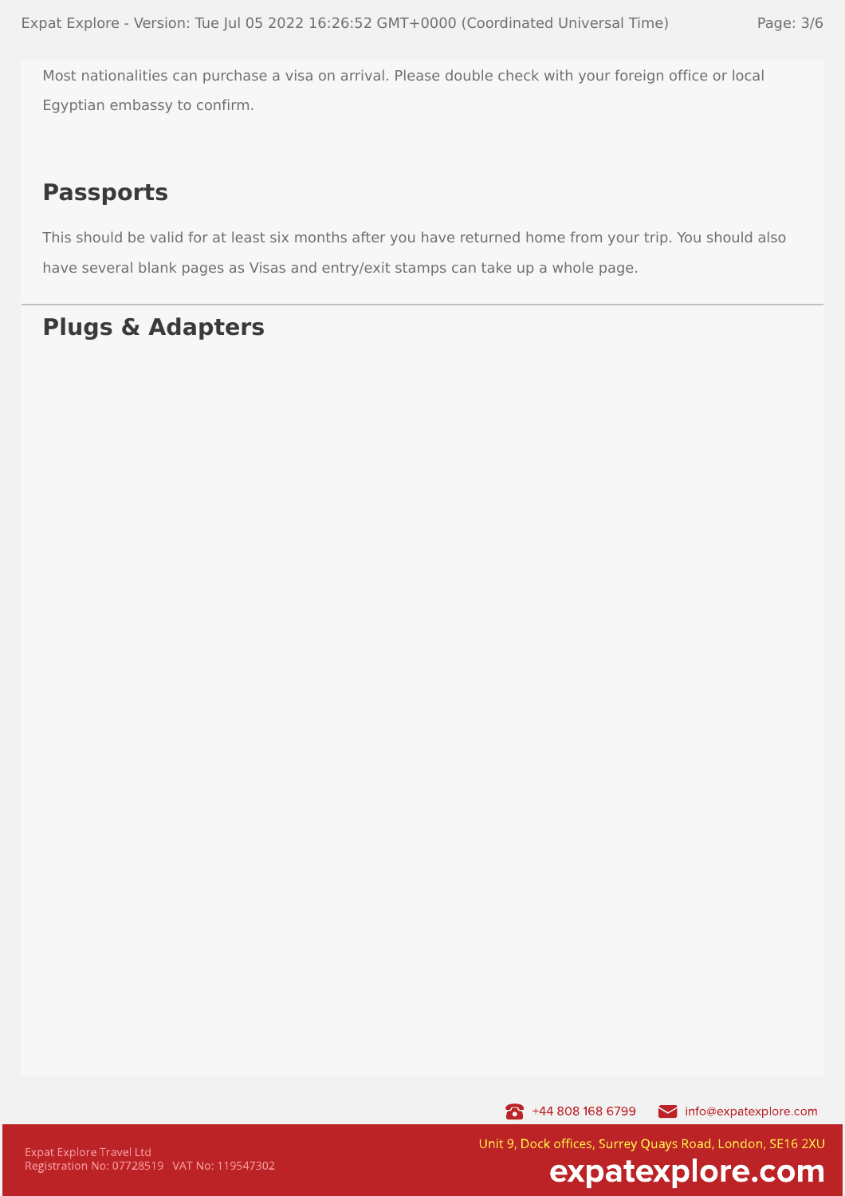Most nationalities can purchase a visa on arrival. Please double check with your foreign office or local Egyptian embassy to confirm.

## Passports

This should be valid for at least six months after you have returned home from your trip. You should also have several blank pages as Visas and entry/exit stamps can take up a whole page.

## Plugs & Adapters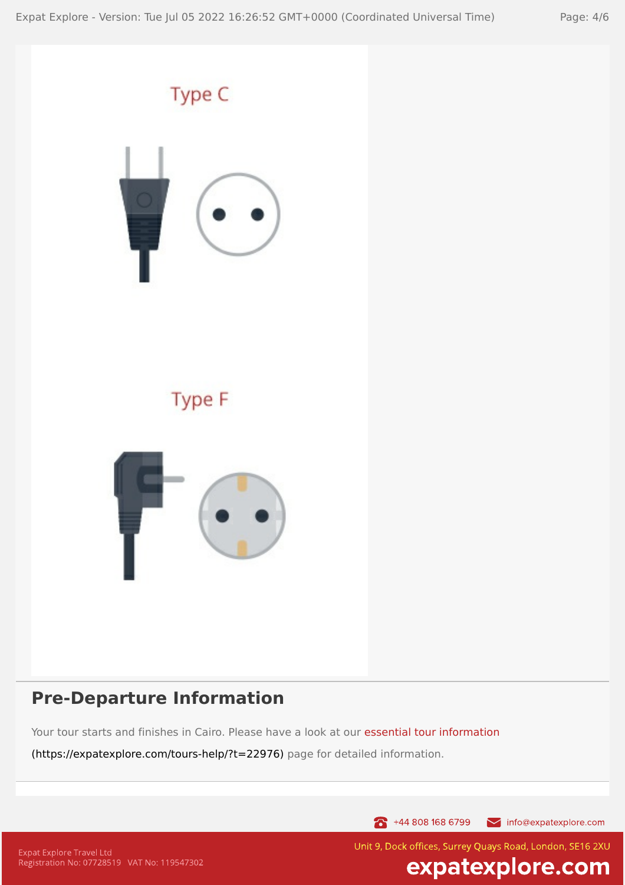Type C

Type F

## Pre-Departure Information

Your tour starts and finishes in Cairo. Please have a look at our essential tour information (https://expatexplore.com/tours-help/?t=22976) page for detailed information.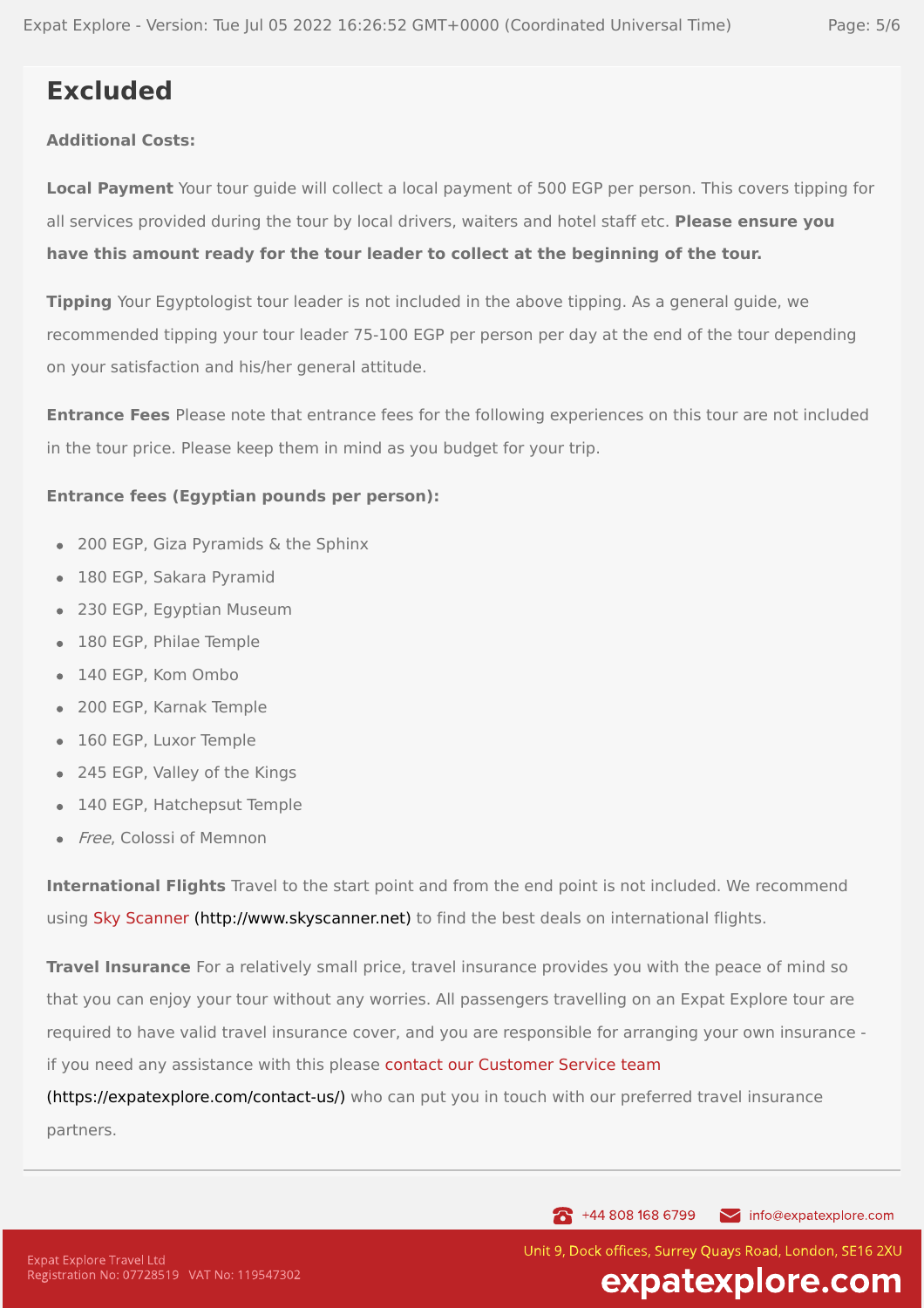## Excluded

**Additional Costs:**

**Local Payment** Your tour guide will collect a local payment of 500 EGP per person. This covers tipping for all services provided during the tour by local drivers, waiters and hotel staff etc. **Please ensure you have this amount ready for the tour leader to collect at the beginning of the tour.**

**Tipping** Your Egyptologist tour leader is not included in the above tipping. As a general guide, we recommended tipping your tour leader 75-100 EGP per person per day at the end of the tour depending on your satisfaction and his/her general attitude.

**Entrance Fees** Please note that entrance fees for the following experiences on this tour are not included in the tour price. Please keep them in mind as you budget for your trip.

**Entrance fees (Egyptian pounds per person):**

- 200 EGP, Giza Pyramids & the Sphinx
- 180 EGP, Sakara Pyramid
- 230 EGP, Egyptian Museum
- 180 EGP, Philae Temple
- 140 EGP, Kom Ombo
- 200 EGP, Karnak Temple
- 160 EGP, Luxor Temple
- 245 EGP, Valley of the Kings
- 140 EGP, Hatchepsut Temple
- *Free*, Colossi of Memnon

**International Flights** Travel to the start point and from the end point is not included. We recommend using Sky Scanner (http://www.skyscanner.net) to find the best deals on international flights.

**Travel Insurance** For a relatively small price, travel insurance provides you with the peace of mind so that you can enjoy your tour without any worries. All passengers travelling on an Expat Explore tour are required to have valid travel insurance cover, and you are responsible for arranging your own insurance - if you need any assistance with this please contact our Customer Service team (https://expatexplore.com/contact-us/) who can put you in touch with our preferred travel insurance partners.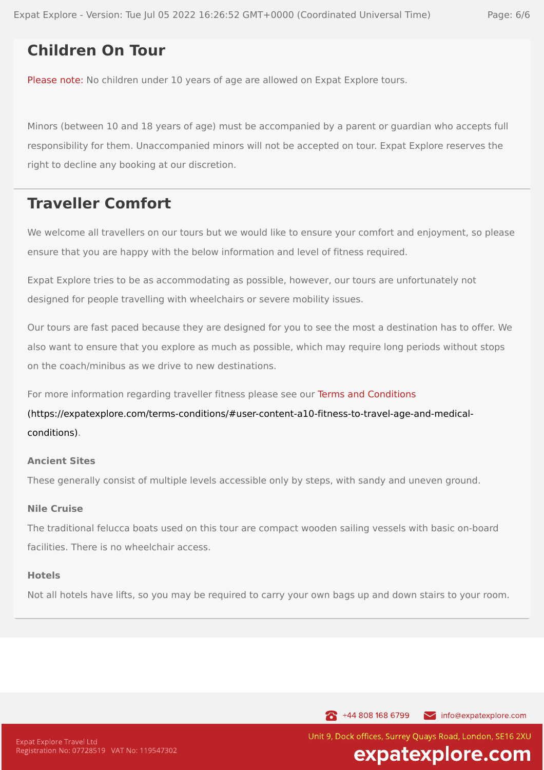## Children On Tour

Please note: No children under 10 years of age are allowed on Expat Explore tours.

Minors (between 10 and 18 years of age) must be accompanied by a parent or guardian who accepts full responsibility for them. Unaccompanied minors will not be accepted on tour. Expat Explore reserves the right to decline any booking at our discretion.

## Traveller Comfort

We welcome all travellers on our tours but we would like to ensure your comfort and enjoyment, so please ensure that you are happy with the below information and level of fitness required.

Expat Explore tries to be as accommodating as possible, however, our tours are unfortunately not designed for people travelling with wheelchairs or severe mobility issues.

Our tours are fast paced because they are designed for you to see the most a destination has to offer. We also want to ensure that you explore as much as possible, which may require long periods without stops on the coach/minibus as we drive to new destinations.

For more information regarding traveller fitness please see our Terms and Conditions (https://expatexplore.com/terms-conditions/#user-content-a10-fitness-to-travel-age-and-medical-conditions).

**Ancient Sites**

These generally consist of multiple levels accessible only by steps, with sandy and uneven ground.

**Nile Cruise**

The traditional felucca boats used on this tour are compact wooden sailing vessels with basic on-board facilities. There is no wheelchair access.

**Hotels**

Not all hotels have lifts, so you may be required to carry your own bags up and down stairs to your room.

+44 808 168 6799 info@expatexplore.com

Expat Explore Travel Ltd
Registration No: 07728519 VAT No: 119547302

Unit 9, Dock offices, Surrey Quays Road, London, SE16 2XU

expatexplore.com